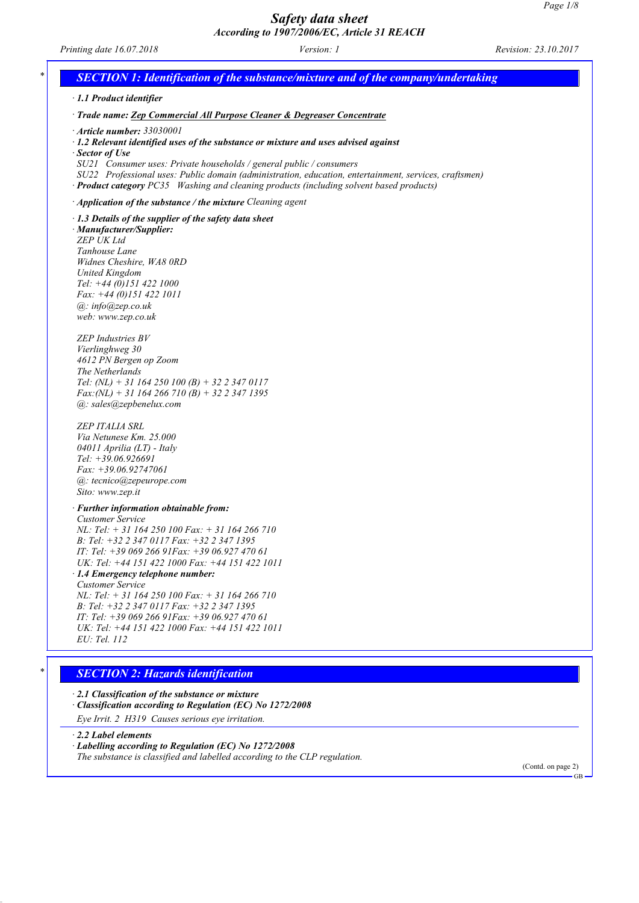# Safety data sheet

**According to 1907/2006/EC, Article 31 REACH**

*Printing date 16.07.2018* *Version: 1* *Revision: 23.10.2017*

## SECTION 1: Identification of the substance/mixture and of the company/undertaking

· **1.1 Product identifier**

· **Trade name: Zep Commercial All Purpose Cleaner & Degreaser Concentrate**

· **Article number:** 33030001

· **1.2 Relevant identified uses of the substance or mixture and uses advised against**

· **Sector of Use**

SU21 Consumer uses: Private households / general public / consumers

SU22 Professional uses: Public domain (administration, education, entertainment, services, craftsmen)

· **Product category** PC35 Washing and cleaning products (including solvent based products)

· **Application of the substance / the mixture** Cleaning agent

· **1.3 Details of the supplier of the safety data sheet**

· **Manufacturer/Supplier:**

ZEP UK Ltd
Tanhouse Lane
Widnes Cheshire, WA8 0RD
United Kingdom
Tel: +44 (0)151 422 1000
Fax: +44 (0)151 422 1011
@: info@zep.co.uk
web: www.zep.co.uk

ZEP Industries BV
Vierlinghweg 30
4612 PN Bergen op Zoom
The Netherlands
Tel: (NL) + 31 164 250 100 (B) + 32 2 347 0117
Fax:(NL) + 31 164 266 710 (B) + 32 2 347 1395
@: sales@zepbenelux.com

ZEP ITALIA SRL
Via Netunese Km. 25.000
04011 Aprilia (LT) - Italy
Tel: +39.06.926691
Fax: +39.06.92747061
@: tecnico@zepeurope.com
Sito: www.zep.it

· **Further information obtainable from:**

Customer Service
NL: Tel: + 31 164 250 100 Fax: + 31 164 266 710
B: Tel: +32 2 347 0117 Fax: +32 2 347 1395
IT: Tel: +39 069 266 91Fax: +39 06.927 470 61
UK: Tel: +44 151 422 1000 Fax: +44 151 422 1011

· **1.4 Emergency telephone number:**

Customer Service
NL: Tel: + 31 164 250 100 Fax: + 31 164 266 710
B: Tel: +32 2 347 0117 Fax: +32 2 347 1395
IT: Tel: +39 069 266 91Fax: +39 06.927 470 61
UK: Tel: +44 151 422 1000 Fax: +44 151 422 1011
EU: Tel. 112

## SECTION 2: Hazards identification

· **2.1 Classification of the substance or mixture**

· **Classification according to Regulation (EC) No 1272/2008**

Eye Irrit. 2 H319 Causes serious eye irritation.

· **2.2 Label elements**

· **Labelling according to Regulation (EC) No 1272/2008**

The substance is classified and labelled according to the CLP regulation.

(Contd. on page 2)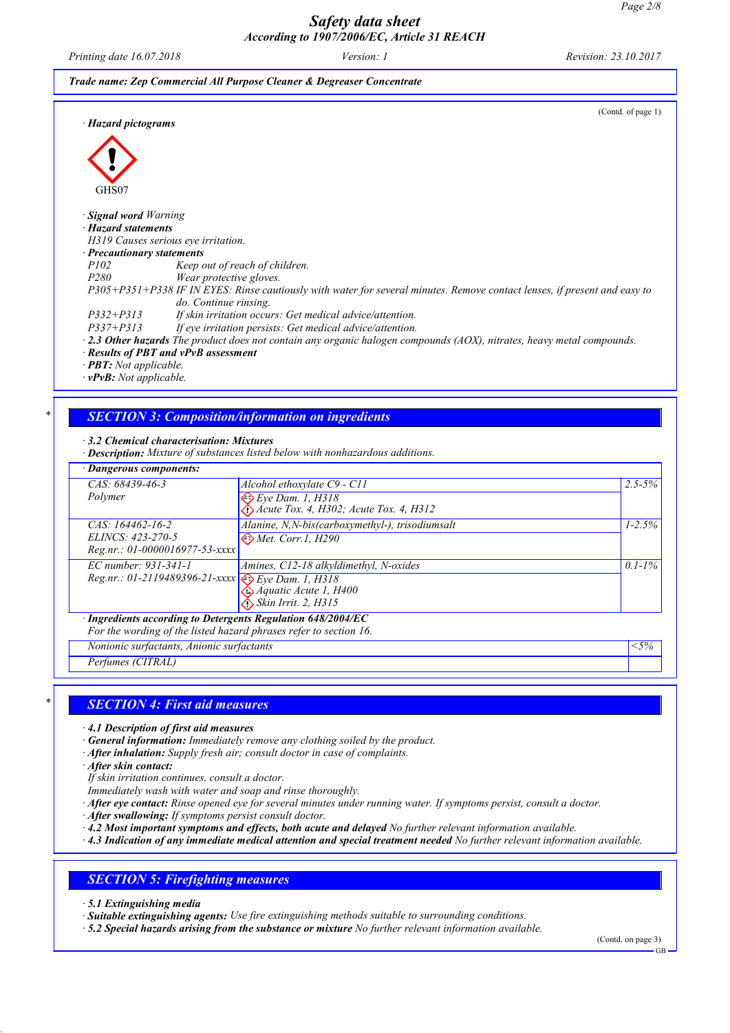Trade name: Zep Commercial All Purpose Cleaner & Degreaser Concentrate

(Contd. of page 1)

· **Hazard pictograms**

GHS07

· **Signal word** Warning
· **Hazard statements**
H319 Causes serious eye irritation.
· **Precautionary statements**

| | |
|---|---|
| P102 | Keep out of reach of children. |
| P280 | Wear protective gloves. |
| P305+P351+P338 | IF IN EYES: Rinse cautiously with water for several minutes. Remove contact lenses, if present and easy to do. Continue rinsing. |
| P332+P313 | If skin irritation occurs: Get medical advice/attention. |
| P337+P313 | If eye irritation persists: Get medical advice/attention. |

· **2.3 Other hazards** The product does not contain any organic halogen compounds (AOX), nitrates, heavy metal compounds.
· **Results of PBT and vPvB assessment**
· **PBT:** Not applicable.
· **vPvB:** Not applicable.

## * SECTION 3: Composition/information on ingredients

· **3.2 Chemical characterisation: Mixtures**
· **Description:** Mixture of substances listed below with nonhazardous additions.

· **Dangerous components:**

| | | |
|---|---|---|
| CAS: 68439-46-3<br>Polymer | Alcohol ethoxylate C9 - C11<br>Eye Dam. 1, H318<br>Acute Tox. 4, H302; Acute Tox. 4, H312 | 2.5-5% |
| CAS: 164462-16-2<br>ELINCS: 423-270-5<br>Reg.nr.: 01-0000016977-53-xxxx | Alanine, N,N-bis(carboxymethyl-), trisodiumsalt<br>Met. Corr.1, H290 | 1-2.5% |
| EC number: 931-341-1<br>Reg.nr.: 01-2119489396-21-xxxx | Amines, C12-18 alkyldimethyl, N-oxides<br>Eye Dam. 1, H318<br>Aquatic Acute 1, H400<br>Skin Irrit. 2, H315 | 0.1-1% |

· **Ingredients according to Detergents Regulation 648/2004/EC**
For the wording of the listed hazard phrases refer to section 16.

| | |
|---|---|
| Nonionic surfactants, Anionic surfactants | <5% |
| Perfumes (CITRAL) | |

## * SECTION 4: First aid measures

· **4.1 Description of first aid measures**
· **General information:** Immediately remove any clothing soiled by the product.
· **After inhalation:** Supply fresh air; consult doctor in case of complaints.
· **After skin contact:**
If skin irritation continues, consult a doctor.
Immediately wash with water and soap and rinse thoroughly.
· **After eye contact:** Rinse opened eye for several minutes under running water. If symptoms persist, consult a doctor.
· **After swallowing:** If symptoms persist consult doctor.
· **4.2 Most important symptoms and effects, both acute and delayed** No further relevant information available.
· **4.3 Indication of any immediate medical attention and special treatment needed** No further relevant information available.

## SECTION 5: Firefighting measures

· **5.1 Extinguishing media**
· **Suitable extinguishing agents:** Use fire extinguishing methods suitable to surrounding conditions.
· **5.2 Special hazards arising from the substance or mixture** No further relevant information available.

(Contd. on page 3)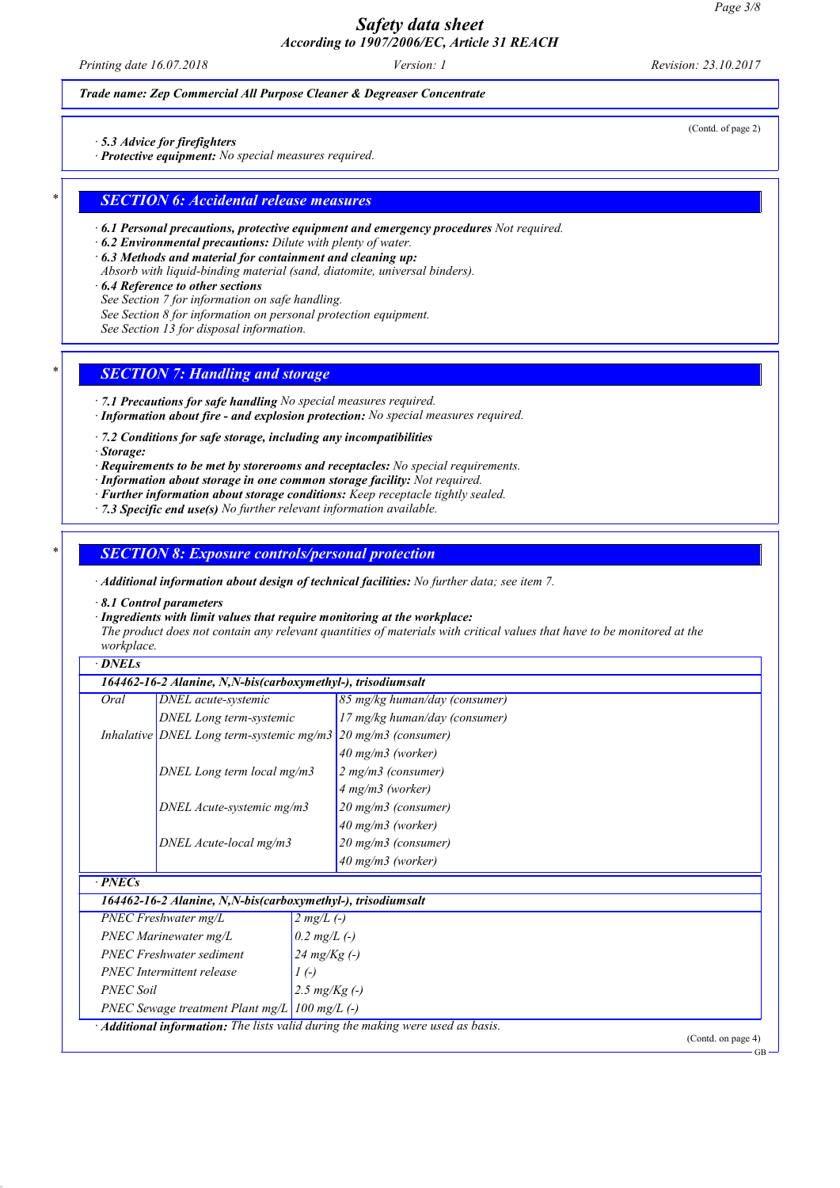*Trade name: Zep Commercial All Purpose Cleaner & Degreaser Concentrate*

(Contd. of page 2)

· **5.3 Advice for firefighters**
· **Protective equipment:** No special measures required.

## SECTION 6: Accidental release measures

· **6.1 Personal precautions, protective equipment and emergency procedures** Not required.
· **6.2 Environmental precautions:** Dilute with plenty of water.
· **6.3 Methods and material for containment and cleaning up:**
Absorb with liquid-binding material (sand, diatomite, universal binders).
· **6.4 Reference to other sections**
See Section 7 for information on safe handling.
See Section 8 for information on personal protection equipment.
See Section 13 for disposal information.

## SECTION 7: Handling and storage

· **7.1 Precautions for safe handling** No special measures required.
· **Information about fire - and explosion protection:** No special measures required.

· **7.2 Conditions for safe storage, including any incompatibilities**
· **Storage:**
· **Requirements to be met by storerooms and receptacles:** No special requirements.
· **Information about storage in one common storage facility:** Not required.
· **Further information about storage conditions:** Keep receptacle tightly sealed.
· **7.3 Specific end use(s)** No further relevant information available.

## SECTION 8: Exposure controls/personal protection

· **Additional information about design of technical facilities:** No further data; see item 7.

· **8.1 Control parameters**
· **Ingredients with limit values that require monitoring at the workplace:**
The product does not contain any relevant quantities of materials with critical values that have to be monitored at the workplace.

· **DNELs**

**164462-16-2 Alanine, N,N-bis(carboxymethyl-), trisodiumsalt**

| | | |
|---|---|---|
| Oral | DNEL acute-systemic | 85 mg/kg human/day (consumer) |
| | DNEL Long term-systemic | 17 mg/kg human/day (consumer) |
| Inhalative | DNEL Long term-systemic mg/m3 | 20 mg/m3 (consumer) |
| | | 40 mg/m3 (worker) |
| | DNEL Long term local mg/m3 | 2 mg/m3 (consumer) |
| | | 4 mg/m3 (worker) |
| | DNEL Acute-systemic mg/m3 | 20 mg/m3 (consumer) |
| | | 40 mg/m3 (worker) |
| | DNEL Acute-local mg/m3 | 20 mg/m3 (consumer) |
| | | 40 mg/m3 (worker) |

· **PNECs**

**164462-16-2 Alanine, N,N-bis(carboxymethyl-), trisodiumsalt**

| | |
|---|---|
| PNEC Freshwater mg/L | 2 mg/L (-) |
| PNEC Marinewater mg/L | 0.2 mg/L (-) |
| PNEC Freshwater sediment | 24 mg/Kg (-) |
| PNEC Intermittent release | 1 (-) |
| PNEC Soil | 2.5 mg/Kg (-) |
| PNEC Sewage treatment Plant mg/L | 100 mg/L (-) |

· **Additional information:** The lists valid during the making were used as basis.

(Contd. on page 4)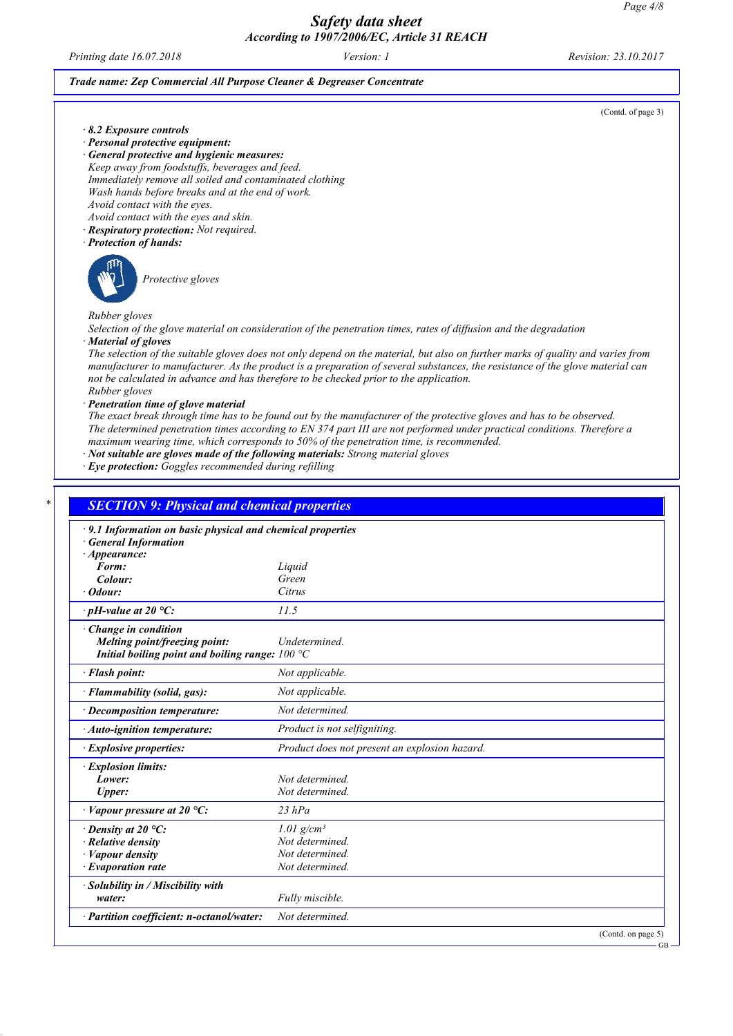**Trade name: Zep Commercial All Purpose Cleaner & Degreaser Concentrate**

(Contd. of page 3)

· **8.2 Exposure controls**
· **Personal protective equipment:**
· **General protective and hygienic measures:**
Keep away from foodstuffs, beverages and feed.
Immediately remove all soiled and contaminated clothing
Wash hands before breaks and at the end of work.
Avoid contact with the eyes.
Avoid contact with the eyes and skin.
· **Respiratory protection:** Not required.
· **Protection of hands:**

Protective gloves

Rubber gloves
Selection of the glove material on consideration of the penetration times, rates of diffusion and the degradation
· **Material of gloves**
The selection of the suitable gloves does not only depend on the material, but also on further marks of quality and varies from manufacturer to manufacturer. As the product is a preparation of several substances, the resistance of the glove material can not be calculated in advance and has therefore to be checked prior to the application.
Rubber gloves
· **Penetration time of glove material**
The exact break through time has to be found out by the manufacturer of the protective gloves and has to be observed.
The determined penetration times according to EN 374 part III are not performed under practical conditions. Therefore a maximum wearing time, which corresponds to 50% of the penetration time, is recommended.
· **Not suitable are gloves made of the following materials:** Strong material gloves
· **Eye protection:** Goggles recommended during refilling

## SECTION 9: Physical and chemical properties

· **9.1 Information on basic physical and chemical properties**
· **General Information**

| Property | Value |
|---|---|
| · **Appearance:** | |
| **Form:** | Liquid |
| **Colour:** | Green |
| · **Odour:** | Citrus |
| · **pH-value at 20 °C:** | 11.5 |
| · **Change in condition** | |
| **Melting point/freezing point:** | Undetermined. |
| **Initial boiling point and boiling range:** | 100 °C |
| · **Flash point:** | Not applicable. |
| · **Flammability (solid, gas):** | Not applicable. |
| · **Decomposition temperature:** | Not determined. |
| · **Auto-ignition temperature:** | Product is not selfigniting. |
| · **Explosive properties:** | Product does not present an explosion hazard. |
| · **Explosion limits:** | |
| **Lower:** | Not determined. |
| **Upper:** | Not determined. |
| · **Vapour pressure at 20 °C:** | 23 hPa |
| · **Density at 20 °C:** | 1.01 g/cm³ |
| · **Relative density** | Not determined. |
| · **Vapour density** | Not determined. |
| · **Evaporation rate** | Not determined. |
| · **Solubility in / Miscibility with** | |
| **water:** | Fully miscible. |
| · **Partition coefficient: n-octanol/water:** | Not determined. |

(Contd. on page 5)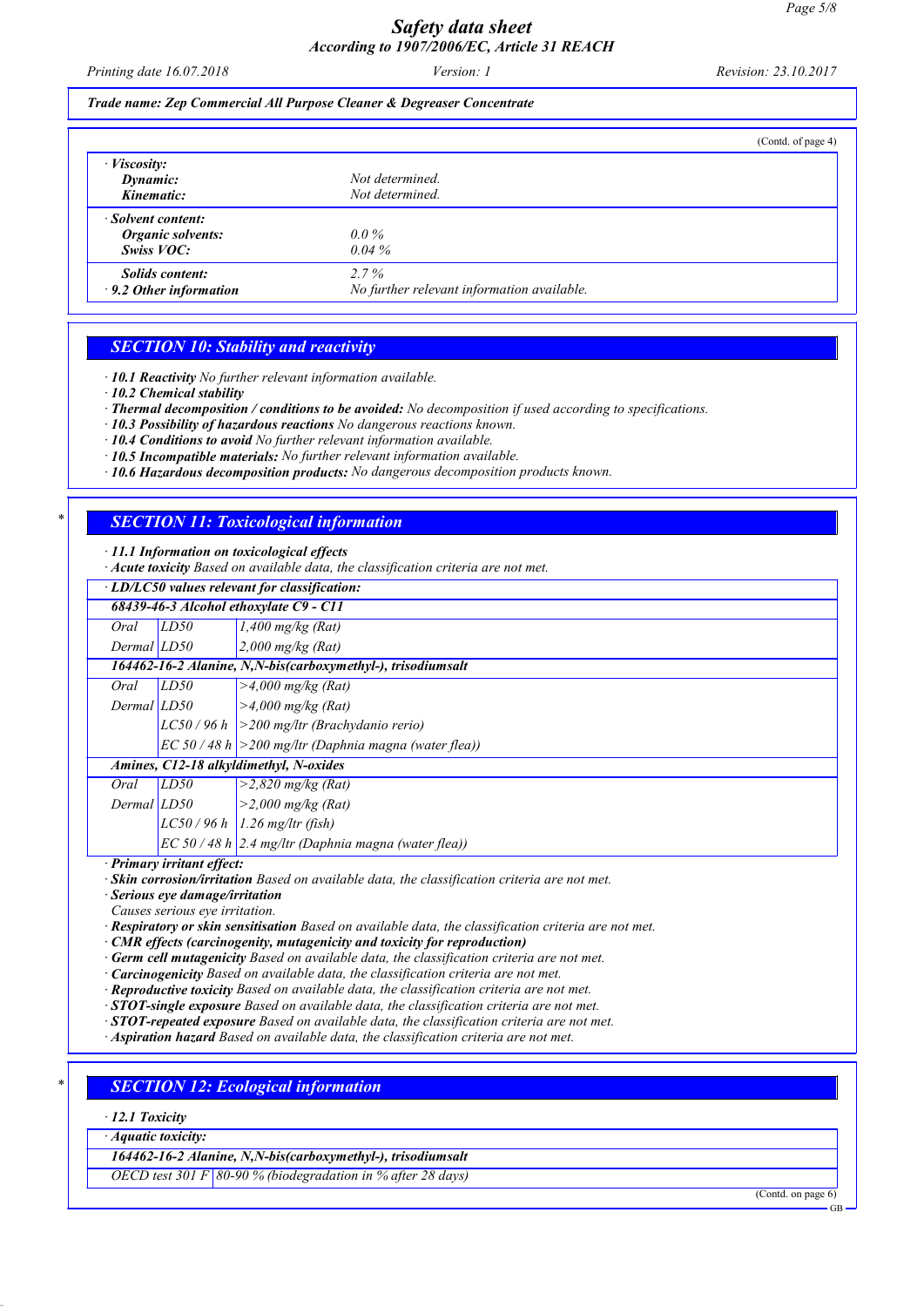*Trade name: Zep Commercial All Purpose Cleaner & Degreaser Concentrate*

(Contd. of page 4)

| | |
|---|---|
| · **Viscosity:** | |
| **Dynamic:** | Not determined. |
| **Kinematic:** | Not determined. |
| · **Solvent content:** | |
| **Organic solvents:** | 0.0 % |
| **Swiss VOC:** | 0.04 % |
| **Solids content:** | 2.7 % |
| · **9.2 Other information** | No further relevant information available. |

## SECTION 10: Stability and reactivity

· **10.1 Reactivity** No further relevant information available.
· **10.2 Chemical stability**
· **Thermal decomposition / conditions to be avoided:** No decomposition if used according to specifications.
· **10.3 Possibility of hazardous reactions** No dangerous reactions known.
· **10.4 Conditions to avoid** No further relevant information available.
· **10.5 Incompatible materials:** No further relevant information available.
· **10.6 Hazardous decomposition products:** No dangerous decomposition products known.

## SECTION 11: Toxicological information

· **11.1 Information on toxicological effects**
· **Acute toxicity** Based on available data, the classification criteria are not met.

| · **LD/LC50 values relevant for classification:** | | |
|---|---|---|
| **68439-46-3 Alcohol ethoxylate C9 - C11** | | |
| Oral | LD50 | 1,400 mg/kg (Rat) |
| Dermal | LD50 | 2,000 mg/kg (Rat) |
| **164462-16-2 Alanine, N,N-bis(carboxymethyl-), trisodiumsalt** | | |
| Oral | LD50 | >4,000 mg/kg (Rat) |
| Dermal | LD50 | >4,000 mg/kg (Rat) |
| | LC50 / 96 h | >200 mg/ltr (Brachydanio rerio) |
| | EC 50 / 48 h | >200 mg/ltr (Daphnia magna (water flea)) |
| **Amines, C12-18 alkyldimethyl, N-oxides** | | |
| Oral | LD50 | >2,820 mg/kg (Rat) |
| Dermal | LD50 | >2,000 mg/kg (Rat) |
| | LC50 / 96 h | 1.26 mg/ltr (fish) |
| | EC 50 / 48 h | 2.4 mg/ltr (Daphnia magna (water flea)) |

· **Primary irritant effect:**
· **Skin corrosion/irritation** Based on available data, the classification criteria are not met.
· **Serious eye damage/irritation**
Causes serious eye irritation.
· **Respiratory or skin sensitisation** Based on available data, the classification criteria are not met.
· **CMR effects (carcinogenity, mutagenicity and toxicity for reproduction)**
· **Germ cell mutagenicity** Based on available data, the classification criteria are not met.
· **Carcinogenicity** Based on available data, the classification criteria are not met.
· **Reproductive toxicity** Based on available data, the classification criteria are not met.
· **STOT-single exposure** Based on available data, the classification criteria are not met.
· **STOT-repeated exposure** Based on available data, the classification criteria are not met.
· **Aspiration hazard** Based on available data, the classification criteria are not met.

## SECTION 12: Ecological information

· **12.1 Toxicity**

| · **Aquatic toxicity:** | |
|---|---|
| **164462-16-2 Alanine, N,N-bis(carboxymethyl-), trisodiumsalt** | |
| OECD test 301 F | 80-90 % (biodegradation in % after 28 days) |

(Contd. on page 6)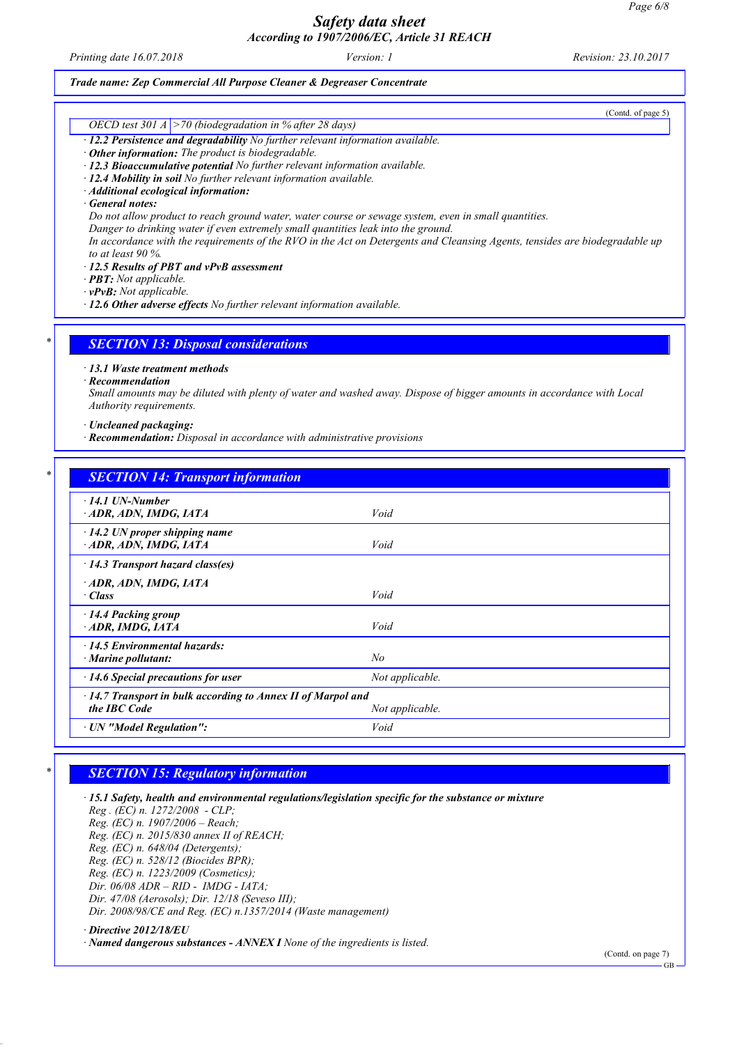*Trade name: Zep Commercial All Purpose Cleaner & Degreaser Concentrate*

(Contd. of page 5)

| OECD test 301 A | >70 (biodegradation in % after 28 days) |
|---|---|

· **12.2 Persistence and degradability** No further relevant information available.
· **Other information:** The product is biodegradable.
· **12.3 Bioaccumulative potential** No further relevant information available.
· **12.4 Mobility in soil** No further relevant information available.
· **Additional ecological information:**
· **General notes:**
Do not allow product to reach ground water, water course or sewage system, even in small quantities.
Danger to drinking water if even extremely small quantities leak into the ground.
In accordance with the requirements of the RVO in the Act on Detergents and Cleansing Agents, tensides are biodegradable up to at least 90 %.
· **12.5 Results of PBT and vPvB assessment**
· **PBT:** Not applicable.
· **vPvB:** Not applicable.
· **12.6 Other adverse effects** No further relevant information available.

## SECTION 13: Disposal considerations

· **13.1 Waste treatment methods**
· **Recommendation**
Small amounts may be diluted with plenty of water and washed away. Dispose of bigger amounts in accordance with Local Authority requirements.

· **Uncleaned packaging:**
· **Recommendation:** Disposal in accordance with administrative provisions

## SECTION 14: Transport information

| | |
|---|---|
| · **14.1 UN-Number**<br>· **ADR, ADN, IMDG, IATA** | Void |
| · **14.2 UN proper shipping name**<br>· **ADR, ADN, IMDG, IATA** | Void |
| · **14.3 Transport hazard class(es)** | |
| · **ADR, ADN, IMDG, IATA**<br>· **Class** | Void |
| · **14.4 Packing group**<br>· **ADR, IMDG, IATA** | Void |
| · **14.5 Environmental hazards:**<br>· **Marine pollutant:** | No |
| · **14.6 Special precautions for user** | Not applicable. |
| · **14.7 Transport in bulk according to Annex II of Marpol and the IBC Code** | Not applicable. |
| · **UN "Model Regulation":** | Void |

## SECTION 15: Regulatory information

· **15.1 Safety, health and environmental regulations/legislation specific for the substance or mixture**
Reg . (EC) n. 1272/2008 - CLP;
Reg. (EC) n. 1907/2006 – Reach;
Reg. (EC) n. 2015/830 annex II of REACH;
Reg. (EC) n. 648/04 (Detergents);
Reg. (EC) n. 528/12 (Biocides BPR);
Reg. (EC) n. 1223/2009 (Cosmetics);
Dir. 06/08 ADR – RID - IMDG - IATA;
Dir. 47/08 (Aerosols); Dir. 12/18 (Seveso III);
Dir. 2008/98/CE and Reg. (EC) n.1357/2014 (Waste management)

· **Directive 2012/18/EU**
· **Named dangerous substances - ANNEX I** None of the ingredients is listed.

(Contd. on page 7)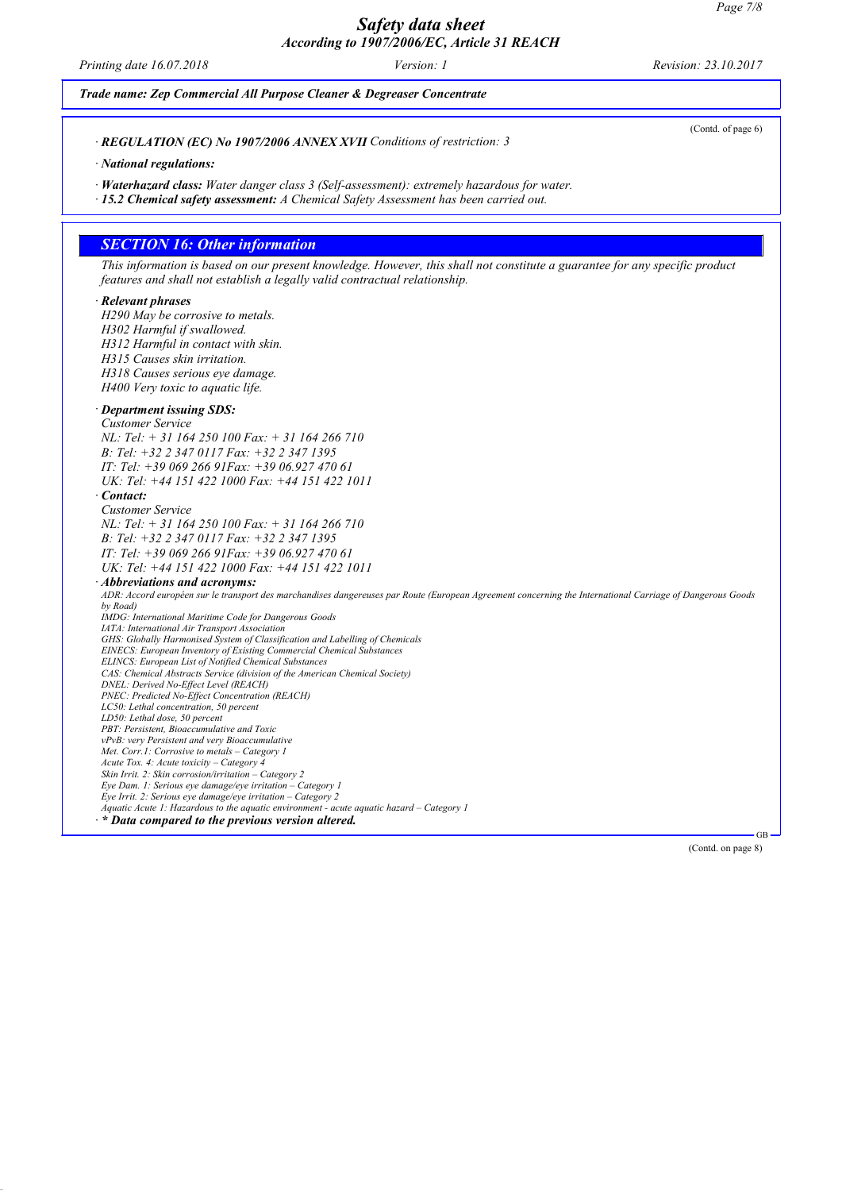*Trade name: Zep Commercial All Purpose Cleaner & Degreaser Concentrate*

(Contd. of page 6)

· **REGULATION (EC) No 1907/2006 ANNEX XVII** Conditions of restriction: 3

· **National regulations:**

· **Waterhazard class:** Water danger class 3 (Self-assessment): extremely hazardous for water.

· **15.2 Chemical safety assessment:** A Chemical Safety Assessment has been carried out.

## SECTION 16: Other information

This information is based on our present knowledge. However, this shall not constitute a guarantee for any specific product features and shall not establish a legally valid contractual relationship.

· **Relevant phrases**

H290 May be corrosive to metals.
H302 Harmful if swallowed.
H312 Harmful in contact with skin.
H315 Causes skin irritation.
H318 Causes serious eye damage.
H400 Very toxic to aquatic life.

· **Department issuing SDS:**

Customer Service
NL: Tel: + 31 164 250 100 Fax: + 31 164 266 710
B: Tel: +32 2 347 0117 Fax: +32 2 347 1395
IT: Tel: +39 069 266 91Fax: +39 06.927 470 61
UK: Tel: +44 151 422 1000 Fax: +44 151 422 1011

· **Contact:**

Customer Service
NL: Tel: + 31 164 250 100 Fax: + 31 164 266 710
B: Tel: +32 2 347 0117 Fax: +32 2 347 1395
IT: Tel: +39 069 266 91Fax: +39 06.927 470 61
UK: Tel: +44 151 422 1000 Fax: +44 151 422 1011

· **Abbreviations and acronyms:**

ADR: Accord européen sur le transport des marchandises dangereuses par Route (European Agreement concerning the International Carriage of Dangerous Goods by Road)
IMDG: International Maritime Code for Dangerous Goods
IATA: International Air Transport Association
GHS: Globally Harmonised System of Classification and Labelling of Chemicals
EINECS: European Inventory of Existing Commercial Chemical Substances
ELINCS: European List of Notified Chemical Substances
CAS: Chemical Abstracts Service (division of the American Chemical Society)
DNEL: Derived No-Effect Level (REACH)
PNEC: Predicted No-Effect Concentration (REACH)
LC50: Lethal concentration, 50 percent
LD50: Lethal dose, 50 percent
PBT: Persistent, Bioaccumulative and Toxic
vPvB: very Persistent and very Bioaccumulative
Met. Corr.1: Corrosive to metals – Category 1
Acute Tox. 4: Acute toxicity – Category 4
Skin Irrit. 2: Skin corrosion/irritation – Category 2
Eye Dam. 1: Serious eye damage/eye irritation – Category 1
Eye Irrit. 2: Serious eye damage/eye irritation – Category 2
Aquatic Acute 1: Hazardous to the aquatic environment - acute aquatic hazard – Category 1

· **\* Data compared to the previous version altered.**

(Contd. on page 8)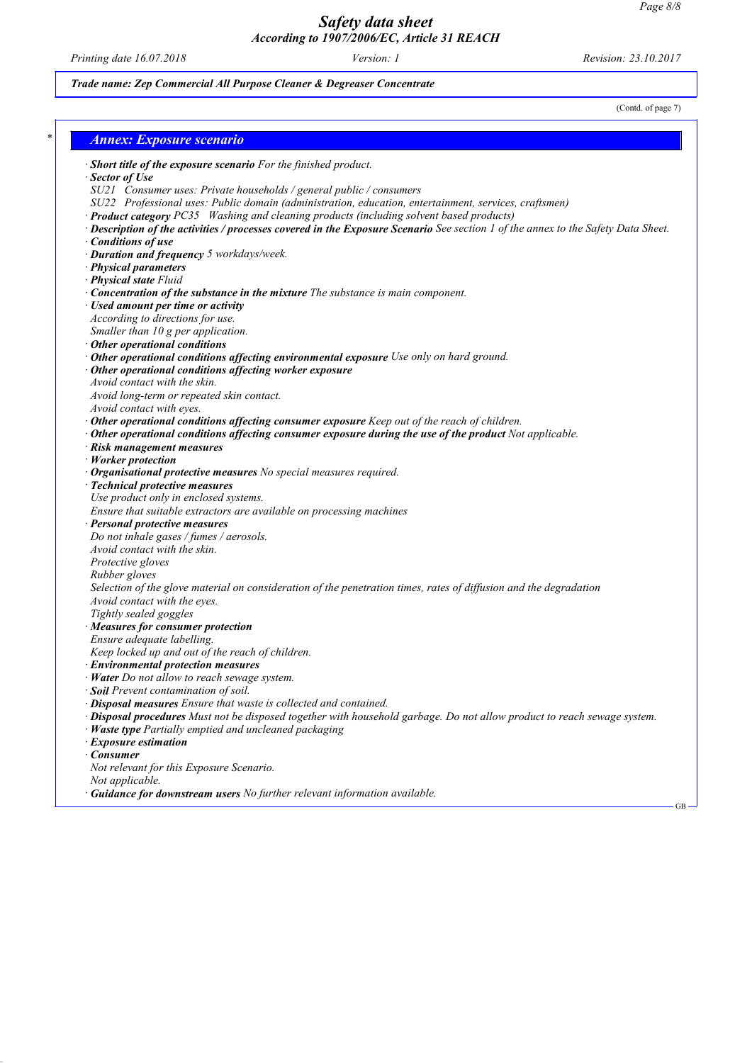(Contd. of page 7)

## Annex: Exposure scenario

· **Short title of the exposure scenario** *For the finished product.*
· **Sector of Use**
SU21 Consumer uses: Private households / general public / consumers
SU22 Professional uses: Public domain (administration, education, entertainment, services, craftsmen)
· **Product category** *PC35 Washing and cleaning products (including solvent based products)*
· **Description of the activities / processes covered in the Exposure Scenario** *See section 1 of the annex to the Safety Data Sheet.*
· **Conditions of use**
· **Duration and frequency** *5 workdays/week.*
· **Physical parameters**
· **Physical state** *Fluid*
· **Concentration of the substance in the mixture** *The substance is main component.*
· **Used amount per time or activity**
According to directions for use.
Smaller than 10 g per application.
· **Other operational conditions**
· **Other operational conditions affecting environmental exposure** *Use only on hard ground.*
· **Other operational conditions affecting worker exposure**
Avoid contact with the skin.
Avoid long-term or repeated skin contact.
Avoid contact with eyes.
· **Other operational conditions affecting consumer exposure** *Keep out of the reach of children.*
· **Other operational conditions affecting consumer exposure during the use of the product** *Not applicable.*
· **Risk management measures**
· **Worker protection**
· **Organisational protective measures** *No special measures required.*
· **Technical protective measures**
Use product only in enclosed systems.
Ensure that suitable extractors are available on processing machines
· **Personal protective measures**
Do not inhale gases / fumes / aerosols.
Avoid contact with the skin.
Protective gloves
Rubber gloves
Selection of the glove material on consideration of the penetration times, rates of diffusion and the degradation
Avoid contact with the eyes.
Tightly sealed goggles
· **Measures for consumer protection**
Ensure adequate labelling.
Keep locked up and out of the reach of children.
· **Environmental protection measures**
· **Water** *Do not allow to reach sewage system.*
· **Soil** *Prevent contamination of soil.*
· **Disposal measures** *Ensure that waste is collected and contained.*
· **Disposal procedures** *Must not be disposed together with household garbage. Do not allow product to reach sewage system.*
· **Waste type** *Partially emptied and uncleaned packaging*
· **Exposure estimation**
· **Consumer**
Not relevant for this Exposure Scenario.
Not applicable.
· **Guidance for downstream users** *No further relevant information available.*